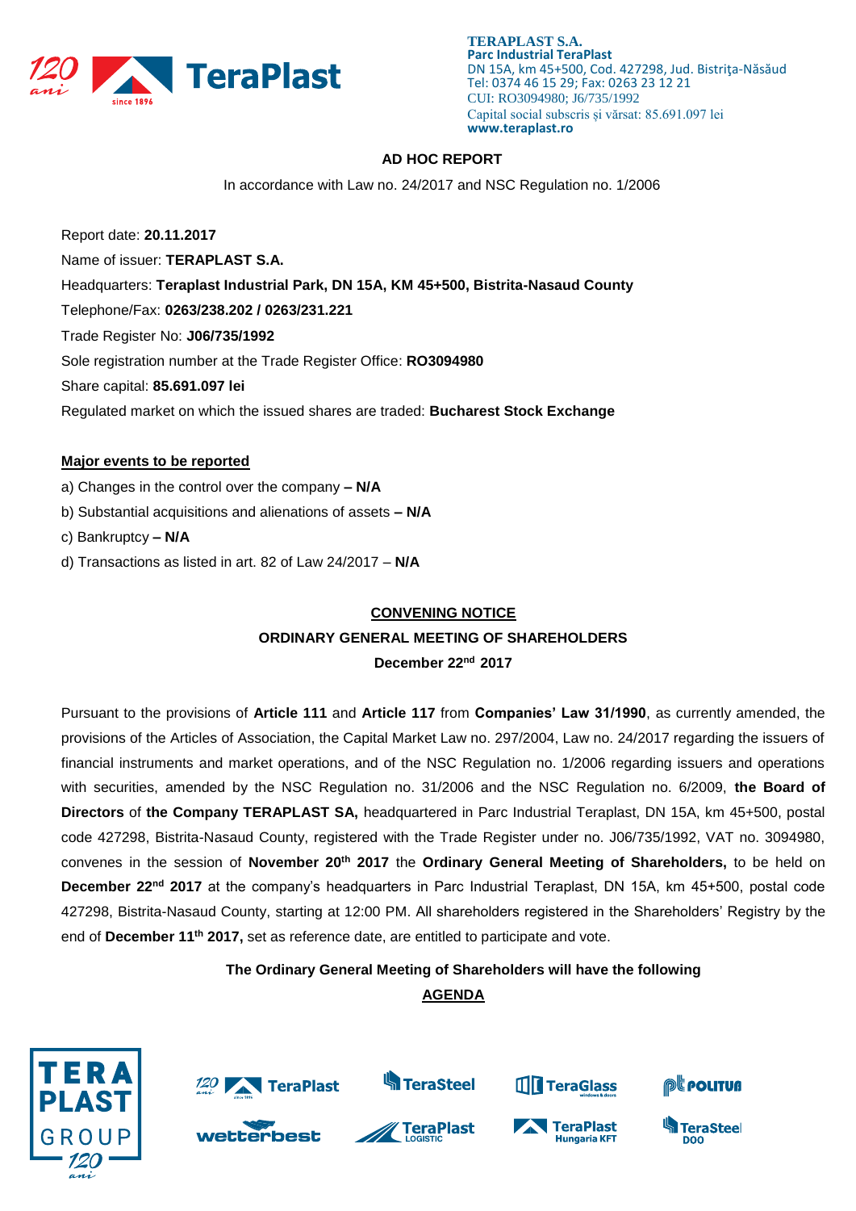**TERAPLAST S.A.**
**Parc Industrial TeraPlast**
DN 15A, km 45+500, Cod. 427298, Jud. Bistriţa-Năsăud
Tel: 0374 46 15 29; Fax: 0263 23 12 21
CUI: RO3094980; J6/735/1992
Capital social subscris şi vărsat: 85.691.097 lei
**www.teraplast.ro**

## AD HOC REPORT

In accordance with Law no. 24/2017 and NSC Regulation no. 1/2006

Report date: **20.11.2017**

Name of issuer: **TERAPLAST S.A.**

Headquarters: **Teraplast Industrial Park, DN 15A, KM 45+500, Bistrita-Nasaud County**

Telephone/Fax: **0263/238.202 / 0263/231.221**

Trade Register No: **J06/735/1992**

Sole registration number at the Trade Register Office: **RO3094980**

Share capital: **85.691.097 lei**

Regulated market on which the issued shares are traded: **Bucharest Stock Exchange**

**Major events to be reported**

a) Changes in the control over the company **– N/A**

b) Substantial acquisitions and alienations of assets **– N/A**

c) Bankruptcy **– N/A**

d) Transactions as listed in art. 82 of Law 24/2017 – **N/A**

## CONVENING NOTICE

### ORDINARY GENERAL MEETING OF SHAREHOLDERS

### December 22nd 2017

Pursuant to the provisions of **Article 111** and **Article 117** from **Companies' Law 31/1990**, as currently amended, the provisions of the Articles of Association, the Capital Market Law no. 297/2004, Law no. 24/2017 regarding the issuers of financial instruments and market operations, and of the NSC Regulation no. 1/2006 regarding issuers and operations with securities, amended by the NSC Regulation no. 31/2006 and the NSC Regulation no. 6/2009, **the Board of Directors** of **the Company TERAPLAST SA,** headquartered in Parc Industrial Teraplast, DN 15A, km 45+500, postal code 427298, Bistrita-Nasaud County, registered with the Trade Register under no. J06/735/1992, VAT no. 3094980, convenes in the session of **November 20th 2017** the **Ordinary General Meeting of Shareholders,** to be held on **December 22nd 2017** at the company's headquarters in Parc Industrial Teraplast, DN 15A, km 45+500, postal code 427298, Bistrita-Nasaud County, starting at 12:00 PM. All shareholders registered in the Shareholders' Registry by the end of **December 11th 2017,** set as reference date, are entitled to participate and vote.

**The Ordinary General Meeting of Shareholders will have the following**

**AGENDA**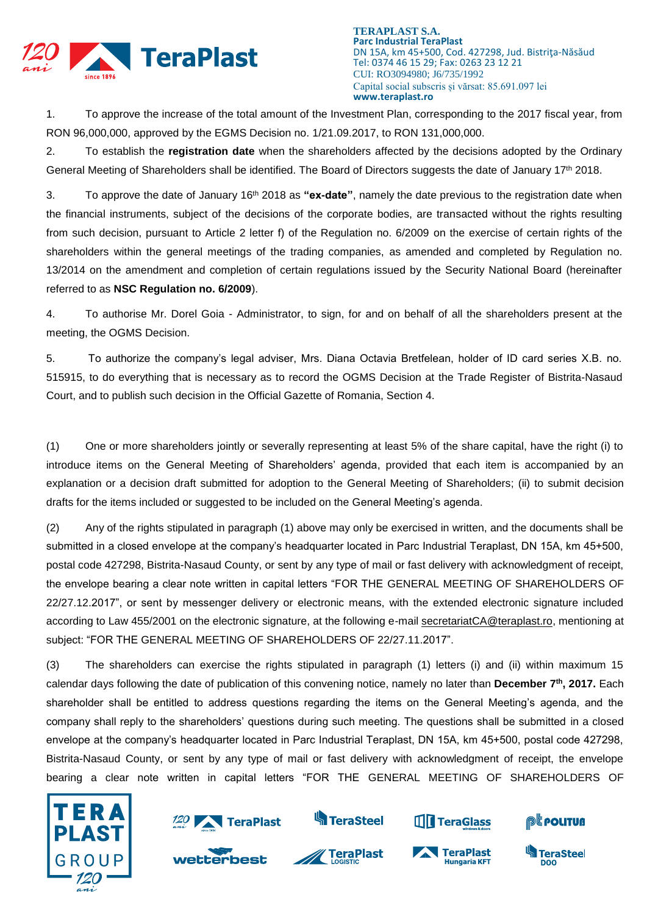1. To approve the increase of the total amount of the Investment Plan, corresponding to the 2017 fiscal year, from RON 96,000,000, approved by the EGMS Decision no. 1/21.09.2017, to RON 131,000,000.

2. To establish the **registration date** when the shareholders affected by the decisions adopted by the Ordinary General Meeting of Shareholders shall be identified. The Board of Directors suggests the date of January 17th 2018.

3. To approve the date of January 16th 2018 as **"ex-date"**, namely the date previous to the registration date when the financial instruments, subject of the decisions of the corporate bodies, are transacted without the rights resulting from such decision, pursuant to Article 2 letter f) of the Regulation no. 6/2009 on the exercise of certain rights of the shareholders within the general meetings of the trading companies, as amended and completed by Regulation no. 13/2014 on the amendment and completion of certain regulations issued by the Security National Board (hereinafter referred to as **NSC Regulation no. 6/2009**).

4. To authorise Mr. Dorel Goia - Administrator, to sign, for and on behalf of all the shareholders present at the meeting, the OGMS Decision.

5. To authorize the company's legal adviser, Mrs. Diana Octavia Bretfelean, holder of ID card series X.B. no. 515915, to do everything that is necessary as to record the OGMS Decision at the Trade Register of Bistrita-Nasaud Court, and to publish such decision in the Official Gazette of Romania, Section 4.

(1) One or more shareholders jointly or severally representing at least 5% of the share capital, have the right (i) to introduce items on the General Meeting of Shareholders' agenda, provided that each item is accompanied by an explanation or a decision draft submitted for adoption to the General Meeting of Shareholders; (ii) to submit decision drafts for the items included or suggested to be included on the General Meeting's agenda.

(2) Any of the rights stipulated in paragraph (1) above may only be exercised in written, and the documents shall be submitted in a closed envelope at the company's headquarter located in Parc Industrial Teraplast, DN 15A, km 45+500, postal code 427298, Bistrita-Nasaud County, or sent by any type of mail or fast delivery with acknowledgment of receipt, the envelope bearing a clear note written in capital letters "FOR THE GENERAL MEETING OF SHAREHOLDERS OF 22/27.12.2017", or sent by messenger delivery or electronic means, with the extended electronic signature included according to Law 455/2001 on the electronic signature, at the following e-mail secretariatCA@teraplast.ro, mentioning at subject: "FOR THE GENERAL MEETING OF SHAREHOLDERS OF 22/27.11.2017".

(3) The shareholders can exercise the rights stipulated in paragraph (1) letters (i) and (ii) within maximum 15 calendar days following the date of publication of this convening notice, namely no later than **December 7th, 2017.** Each shareholder shall be entitled to address questions regarding the items on the General Meeting's agenda, and the company shall reply to the shareholders' questions during such meeting. The questions shall be submitted in a closed envelope at the company's headquarter located in Parc Industrial Teraplast, DN 15A, km 45+500, postal code 427298, Bistrita-Nasaud County, or sent by any type of mail or fast delivery with acknowledgment of receipt, the envelope bearing a clear note written in capital letters "FOR THE GENERAL MEETING OF SHAREHOLDERS OF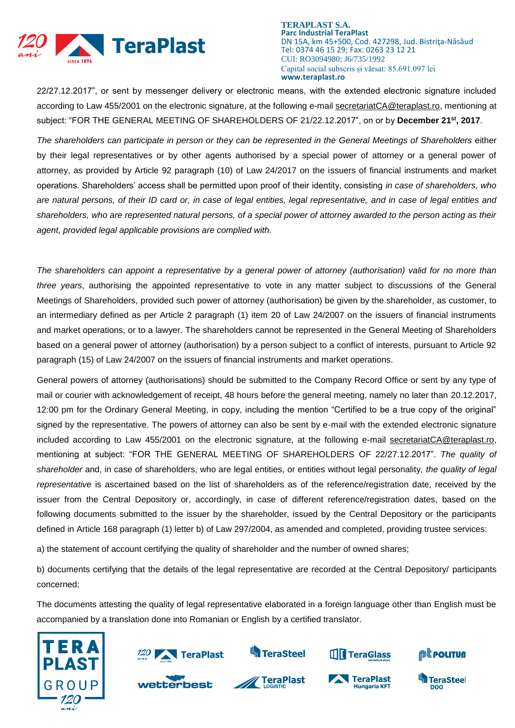22/27.12.2017", or sent by messenger delivery or electronic means, with the extended electronic signature included according to Law 455/2001 on the electronic signature, at the following e-mail secretariatCA@teraplast.ro, mentioning at subject: "FOR THE GENERAL MEETING OF SHAREHOLDERS OF 21/22.12.2017", on or by **December 21st, 2017**.

*The shareholders can participate in person or they can be represented in the General Meetings of Shareholders* either by their legal representatives or by other agents authorised by a special power of attorney or a general power of attorney, as provided by Article 92 paragraph (10) of Law 24/2017 on the issuers of financial instruments and market operations. Shareholders' access shall be permitted upon proof of their identity, consisting *in case of shareholders, who are natural persons, of their ID card or, in case of legal entities, legal representative, and in case of legal entities and shareholders, who are represented natural persons, of a special power of attorney awarded to the person acting as their agent, provided legal applicable provisions are complied with.*

*The shareholders can appoint a representative by a general power of attorney (authorisation) valid for no more than three years*, authorising the appointed representative to vote in any matter subject to discussions of the General Meetings of Shareholders, provided such power of attorney (authorisation) be given by the shareholder, as customer, to an intermediary defined as per Article 2 paragraph (1) item 20 of Law 24/2007 on the issuers of financial instruments and market operations, or to a lawyer. The shareholders cannot be represented in the General Meeting of Shareholders based on a general power of attorney (authorisation) by a person subject to a conflict of interests, pursuant to Article 92 paragraph (15) of Law 24/2007 on the issuers of financial instruments and market operations.

General powers of attorney (authorisations) should be submitted to the Company Record Office or sent by any type of mail or courier with acknowledgement of receipt, 48 hours before the general meeting, namely no later than 20.12.2017, 12:00 pm for the Ordinary General Meeting, in copy, including the mention "Certified to be a true copy of the original" signed by the representative. The powers of attorney can also be sent by e-mail with the extended electronic signature included according to Law 455/2001 on the electronic signature, at the following e-mail secretariatCA@teraplast.ro, mentioning at subject: "FOR THE GENERAL MEETING OF SHAREHOLDERS OF 22/27.12.2017". *The quality of shareholder* and, in case of shareholders, who are legal entities, or entities without legal personality, *the quality of legal representative* is ascertained based on the list of shareholders as of the reference/registration date, received by the issuer from the Central Depository or, accordingly, in case of different reference/registration dates, based on the following documents submitted to the issuer by the shareholder, issued by the Central Depository or the participants defined in Article 168 paragraph (1) letter b) of Law 297/2004, as amended and completed, providing trustee services:

a) the statement of account certifying the quality of shareholder and the number of owned shares;

b) documents certifying that the details of the legal representative are recorded at the Central Depository/ participants concerned;

The documents attesting the quality of legal representative elaborated in a foreign language other than English must be accompanied by a translation done into Romanian or English by a certified translator.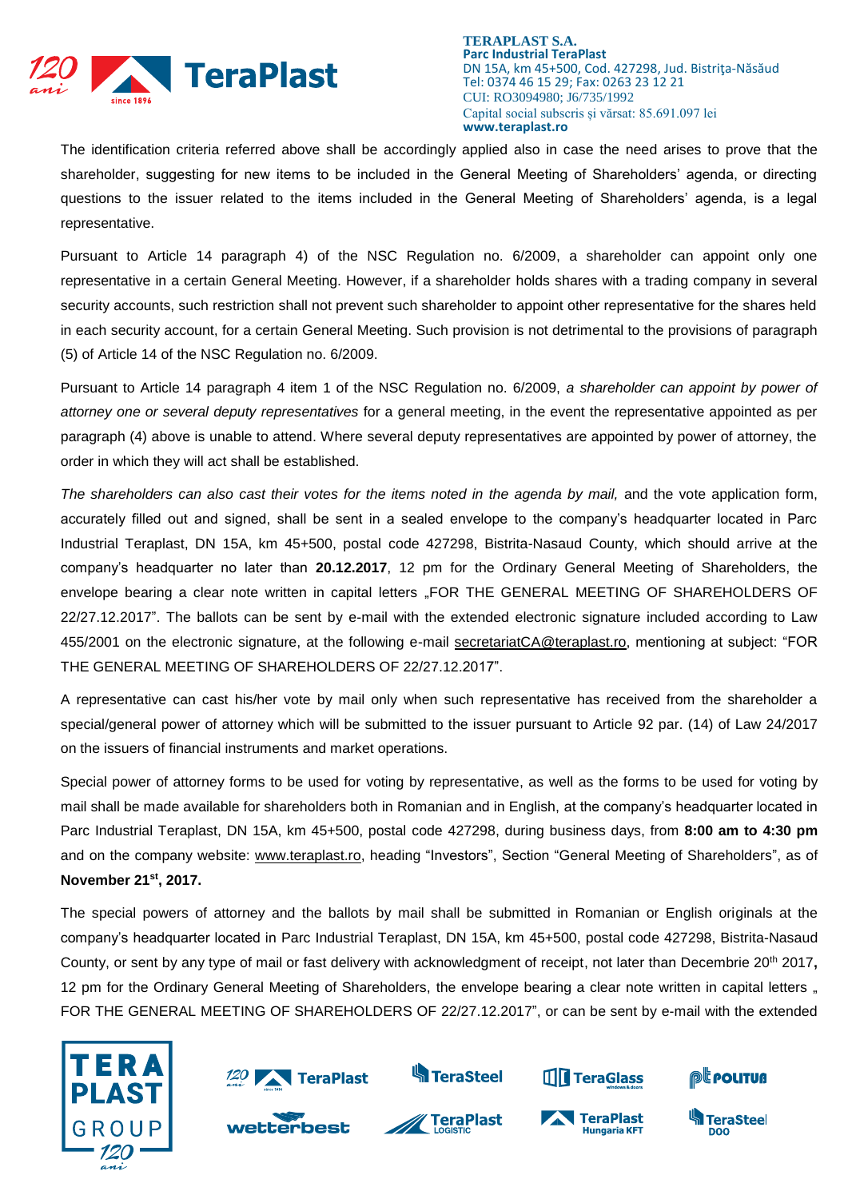The identification criteria referred above shall be accordingly applied also in case the need arises to prove that the shareholder, suggesting for new items to be included in the General Meeting of Shareholders' agenda, or directing questions to the issuer related to the items included in the General Meeting of Shareholders' agenda, is a legal representative.

Pursuant to Article 14 paragraph 4) of the NSC Regulation no. 6/2009, a shareholder can appoint only one representative in a certain General Meeting. However, if a shareholder holds shares with a trading company in several security accounts, such restriction shall not prevent such shareholder to appoint other representative for the shares held in each security account, for a certain General Meeting. Such provision is not detrimental to the provisions of paragraph (5) of Article 14 of the NSC Regulation no. 6/2009.

Pursuant to Article 14 paragraph 4 item 1 of the NSC Regulation no. 6/2009, *a shareholder can appoint by power of attorney one or several deputy representatives* for a general meeting, in the event the representative appointed as per paragraph (4) above is unable to attend. Where several deputy representatives are appointed by power of attorney, the order in which they will act shall be established.

*The shareholders can also cast their votes for the items noted in the agenda by mail,* and the vote application form, accurately filled out and signed, shall be sent in a sealed envelope to the company's headquarter located in Parc Industrial Teraplast, DN 15A, km 45+500, postal code 427298, Bistrita-Nasaud County, which should arrive at the company's headquarter no later than **20.12.2017**, 12 pm for the Ordinary General Meeting of Shareholders, the envelope bearing a clear note written in capital letters „FOR THE GENERAL MEETING OF SHAREHOLDERS OF 22/27.12.2017". The ballots can be sent by e-mail with the extended electronic signature included according to Law 455/2001 on the electronic signature, at the following e-mail secretariatCA@teraplast.ro, mentioning at subject: "FOR THE GENERAL MEETING OF SHAREHOLDERS OF 22/27.12.2017".

A representative can cast his/her vote by mail only when such representative has received from the shareholder a special/general power of attorney which will be submitted to the issuer pursuant to Article 92 par. (14) of Law 24/2017 on the issuers of financial instruments and market operations.

Special power of attorney forms to be used for voting by representative, as well as the forms to be used for voting by mail shall be made available for shareholders both in Romanian and in English, at the company's headquarter located in Parc Industrial Teraplast, DN 15A, km 45+500, postal code 427298, during business days, from **8:00 am to 4:30 pm** and on the company website: www.teraplast.ro, heading "Investors", Section "General Meeting of Shareholders", as of **November 21st, 2017.**

The special powers of attorney and the ballots by mail shall be submitted in Romanian or English originals at the company's headquarter located in Parc Industrial Teraplast, DN 15A, km 45+500, postal code 427298, Bistrita-Nasaud County, or sent by any type of mail or fast delivery with acknowledgment of receipt, not later than Decembrie 20th 2017**,** 12 pm for the Ordinary General Meeting of Shareholders, the envelope bearing a clear note written in capital letters „ FOR THE GENERAL MEETING OF SHAREHOLDERS OF 22/27.12.2017", or can be sent by e-mail with the extended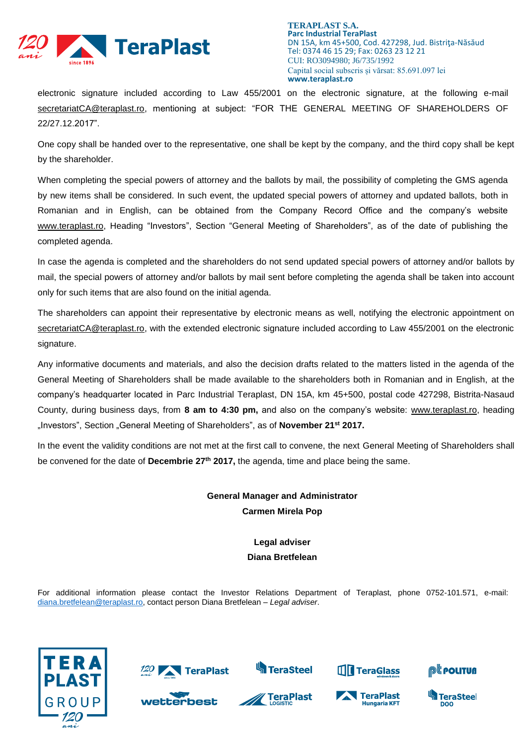electronic signature included according to Law 455/2001 on the electronic signature, at the following e-mail secretariatCA@teraplast.ro, mentioning at subject: "FOR THE GENERAL MEETING OF SHAREHOLDERS OF 22/27.12.2017".

One copy shall be handed over to the representative, one shall be kept by the company, and the third copy shall be kept by the shareholder.

When completing the special powers of attorney and the ballots by mail, the possibility of completing the GMS agenda by new items shall be considered. In such event, the updated special powers of attorney and updated ballots, both in Romanian and in English, can be obtained from the Company Record Office and the company's website www.teraplast.ro, Heading "Investors", Section "General Meeting of Shareholders", as of the date of publishing the completed agenda.

In case the agenda is completed and the shareholders do not send updated special powers of attorney and/or ballots by mail, the special powers of attorney and/or ballots by mail sent before completing the agenda shall be taken into account only for such items that are also found on the initial agenda.

The shareholders can appoint their representative by electronic means as well, notifying the electronic appointment on secretariatCA@teraplast.ro, with the extended electronic signature included according to Law 455/2001 on the electronic signature.

Any informative documents and materials, and also the decision drafts related to the matters listed in the agenda of the General Meeting of Shareholders shall be made available to the shareholders both in Romanian and in English, at the company's headquarter located in Parc Industrial Teraplast, DN 15A, km 45+500, postal code 427298, Bistrita-Nasaud County, during business days, from **8 am to 4:30 pm,** and also on the company's website: www.teraplast.ro, heading „Investors", Section „General Meeting of Shareholders", as of **November 21st 2017.**

In the event the validity conditions are not met at the first call to convene, the next General Meeting of Shareholders shall be convened for the date of **Decembrie 27th 2017,** the agenda, time and place being the same.

**General Manager and Administrator**
**Carmen Mirela Pop**

**Legal adviser**
**Diana Bretfelean**

For additional information please contact the Investor Relations Department of Teraplast, phone 0752-101.571, e-mail: diana.bretfelean@teraplast.ro, contact person Diana Bretfelean – *Legal adviser*.